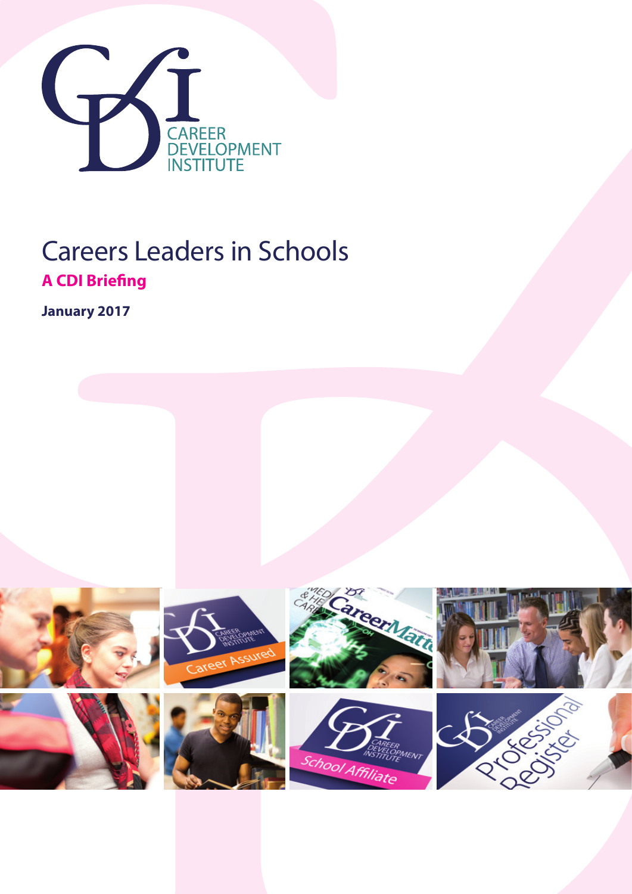CAREER DEVELOPMENT INSTITUTE

# Careers Leaders in Schools

**A CDI Briefing**

**January 2017**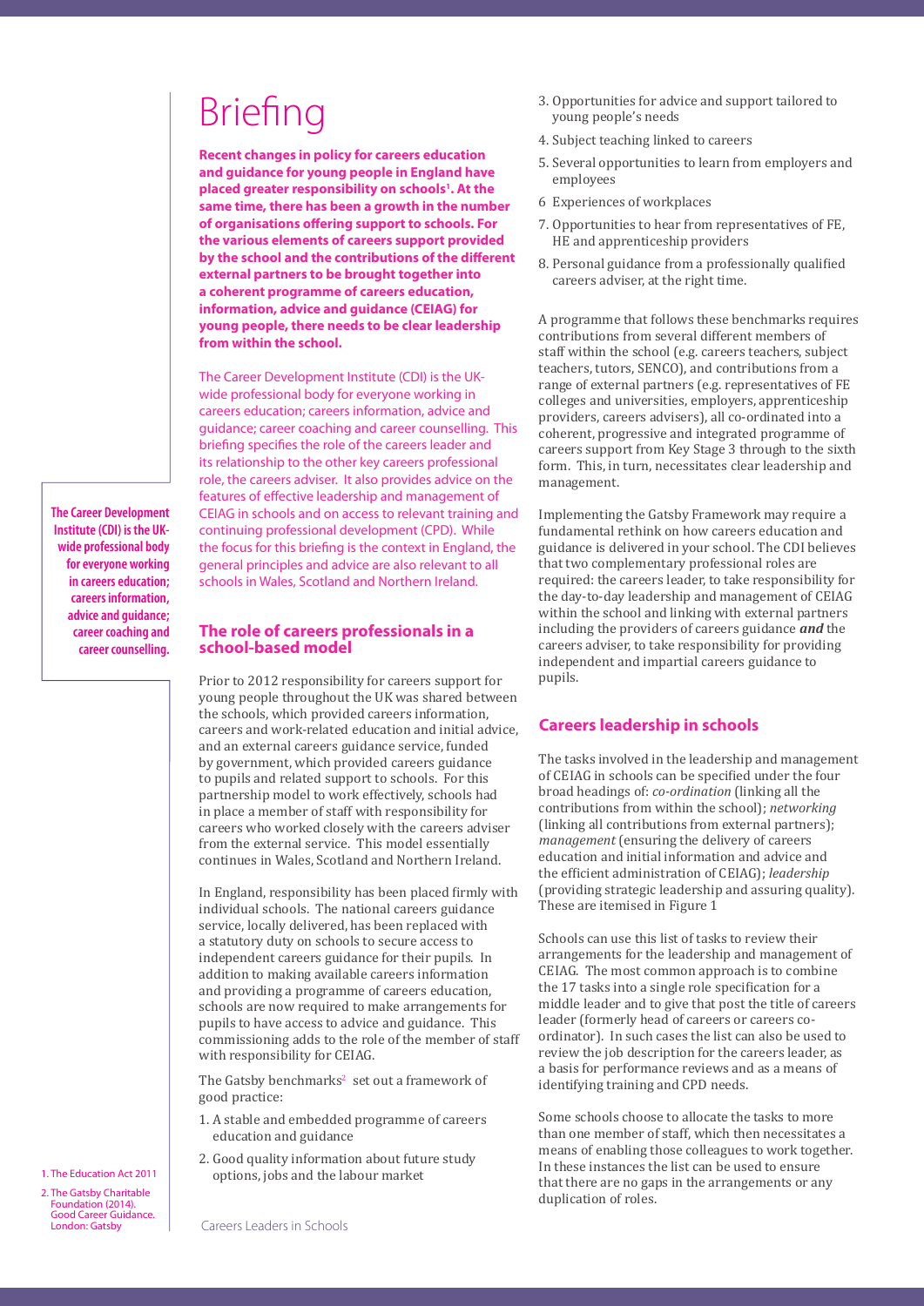# Briefing

**Recent changes in policy for careers education and guidance for young people in England have placed greater responsibility on schools[1]. At the same time, there has been a growth in the number of organisations offering support to schools. For the various elements of careers support provided by the school and the contributions of the different external partners to be brought together into a coherent programme of careers education, information, advice and guidance (CEIAG) for young people, there needs to be clear leadership from within the school.**

The Career Development Institute (CDI) is the UK-wide professional body for everyone working in careers education; careers information, advice and guidance; career coaching and career counselling. This briefing specifies the role of the careers leader and its relationship to the other key careers professional role, the careers adviser. It also provides advice on the features of effective leadership and management of CEIAG in schools and on access to relevant training and continuing professional development (CPD). While the focus for this briefing is the context in England, the general principles and advice are also relevant to all schools in Wales, Scotland and Northern Ireland.

**The Career Development Institute (CDI) is the UK-wide professional body for everyone working in careers education; careers information, advice and guidance; career coaching and career counselling.**

## The role of careers professionals in a school-based model

Prior to 2012 responsibility for careers support for young people throughout the UK was shared between the schools, which provided careers information, careers and work-related education and initial advice, and an external careers guidance service, funded by government, which provided careers guidance to pupils and related support to schools. For this partnership model to work effectively, schools had in place a member of staff with responsibility for careers who worked closely with the careers adviser from the external service. This model essentially continues in Wales, Scotland and Northern Ireland.

In England, responsibility has been placed firmly with individual schools. The national careers guidance service, locally delivered, has been replaced with a statutory duty on schools to secure access to independent careers guidance for their pupils. In addition to making available careers information and providing a programme of careers education, schools are now required to make arrangements for pupils to have access to advice and guidance. This commissioning adds to the role of the member of staff with responsibility for CEIAG.

The Gatsby benchmarks[2] set out a framework of good practice:

1. A stable and embedded programme of careers education and guidance
2. Good quality information about future study options, jobs and the labour market
3. Opportunities for advice and support tailored to young people's needs
4. Subject teaching linked to careers
5. Several opportunities to learn from employers and employees
6. Experiences of workplaces
7. Opportunities to hear from representatives of FE, HE and apprenticeship providers
8. Personal guidance from a professionally qualified careers adviser, at the right time.

A programme that follows these benchmarks requires contributions from several different members of staff within the school (e.g. careers teachers, subject teachers, tutors, SENCO), and contributions from a range of external partners (e.g. representatives of FE colleges and universities, employers, apprenticeship providers, careers advisers), all co-ordinated into a coherent, progressive and integrated programme of careers support from Key Stage 3 through to the sixth form. This, in turn, necessitates clear leadership and management.

Implementing the Gatsby Framework may require a fundamental rethink on how careers education and guidance is delivered in your school. The CDI believes that two complementary professional roles are required: the careers leader, to take responsibility for the day-to-day leadership and management of CEIAG within the school and linking with external partners including the providers of careers guidance ***and*** the careers adviser, to take responsibility for providing independent and impartial careers guidance to pupils.

## Careers leadership in schools

The tasks involved in the leadership and management of CEIAG in schools can be specified under the four broad headings of: *co-ordination* (linking all the contributions from within the school); *networking* (linking all contributions from external partners); *management* (ensuring the delivery of careers education and initial information and advice and the efficient administration of CEIAG); *leadership* (providing strategic leadership and assuring quality). These are itemised in Figure 1

Schools can use this list of tasks to review their arrangements for the leadership and management of CEIAG. The most common approach is to combine the 17 tasks into a single role specification for a middle leader and to give that post the title of careers leader (formerly head of careers or careers co-ordinator). In such cases the list can also be used to review the job description for the careers leader, as a basis for performance reviews and as a means of identifying training and CPD needs.

Some schools choose to allocate the tasks to more than one member of staff, which then necessitates a means of enabling those colleagues to work together. In these instances the list can be used to ensure that there are no gaps in the arrangements or any duplication of roles.

1. The Education Act 2011
2. The Gatsby Charitable Foundation (2014). Good Career Guidance. London: Gatsby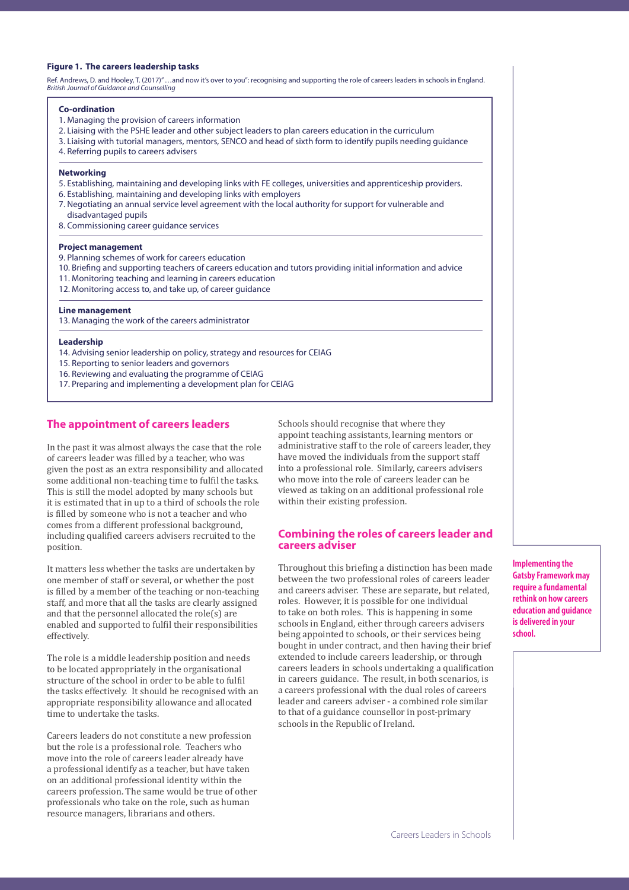**Figure 1. The careers leadership tasks**

Ref. Andrews, D. and Hooley, T. (2017)" …and now it's over to you": recognising and supporting the role of careers leaders in schools in England. *British Journal of Guidance and Counselling*

**Co-ordination**

1. Managing the provision of careers information
2. Liaising with the PSHE leader and other subject leaders to plan careers education in the curriculum
3. Liaising with tutorial managers, mentors, SENCO and head of sixth form to identify pupils needing guidance
4. Referring pupils to careers advisers

**Networking**

5. Establishing, maintaining and developing links with FE colleges, universities and apprenticeship providers.
6. Establishing, maintaining and developing links with employers
7. Negotiating an annual service level agreement with the local authority for support for vulnerable and disadvantaged pupils
8. Commissioning career guidance services

**Project management**

9. Planning schemes of work for careers education
10. Briefing and supporting teachers of careers education and tutors providing initial information and advice
11. Monitoring teaching and learning in careers education
12. Monitoring access to, and take up, of career guidance

**Line management**

13. Managing the work of the careers administrator

**Leadership**

14. Advising senior leadership on policy, strategy and resources for CEIAG
15. Reporting to senior leaders and governors
16. Reviewing and evaluating the programme of CEIAG
17. Preparing and implementing a development plan for CEIAG

## The appointment of careers leaders

In the past it was almost always the case that the role of careers leader was filled by a teacher, who was given the post as an extra responsibility and allocated some additional non-teaching time to fulfil the tasks. This is still the model adopted by many schools but it is estimated that in up to a third of schools the role is filled by someone who is not a teacher and who comes from a different professional background, including qualified careers advisers recruited to the position.

It matters less whether the tasks are undertaken by one member of staff or several, or whether the post is filled by a member of the teaching or non-teaching staff, and more that all the tasks are clearly assigned and that the personnel allocated the role(s) are enabled and supported to fulfil their responsibilities effectively.

The role is a middle leadership position and needs to be located appropriately in the organisational structure of the school in order to be able to fulfil the tasks effectively. It should be recognised with an appropriate responsibility allowance and allocated time to undertake the tasks.

Careers leaders do not constitute a new profession but the role is a professional role. Teachers who move into the role of careers leader already have a professional identify as a teacher, but have taken on an additional professional identity within the careers profession. The same would be true of other professionals who take on the role, such as human resource managers, librarians and others.

Schools should recognise that where they appoint teaching assistants, learning mentors or administrative staff to the role of careers leader, they have moved the individuals from the support staff into a professional role. Similarly, careers advisers who move into the role of careers leader can be viewed as taking on an additional professional role within their existing profession.

## Combining the roles of careers leader and careers adviser

Throughout this briefing a distinction has been made between the two professional roles of careers leader and careers adviser. These are separate, but related, roles. However, it is possible for one individual to take on both roles. This is happening in some schools in England, either through careers advisers being appointed to schools, or their services being bought in under contract, and then having their brief extended to include careers leadership, or through careers leaders in schools undertaking a qualification in careers guidance. The result, in both scenarios, is a careers professional with the dual roles of careers leader and careers adviser - a combined role similar to that of a guidance counsellor in post-primary schools in the Republic of Ireland.

**Implementing the Gatsby Framework may require a fundamental rethink on how careers education and guidance is delivered in your school.**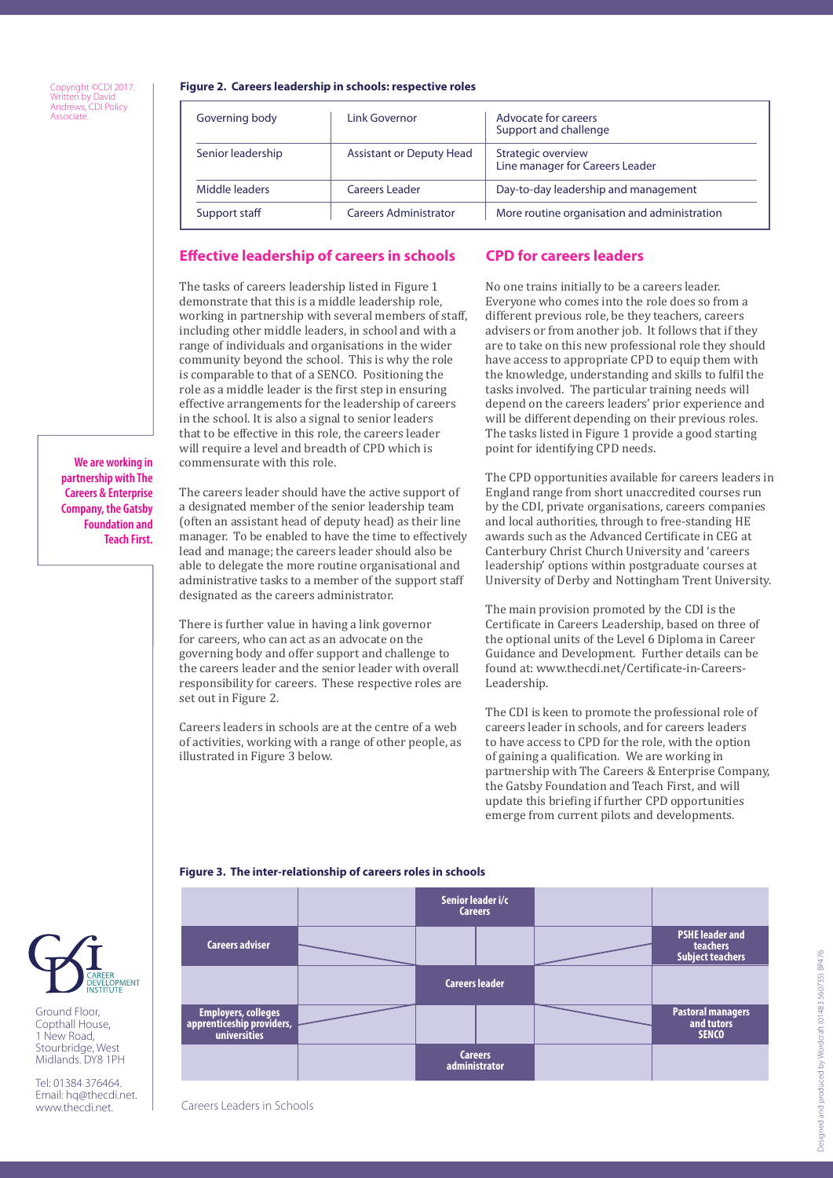Copyright ©CDI 2017. Written by David Andrews, CDI Policy Associate.

**Figure 2. Careers leadership in schools: respective roles**

| | | |
|---|---|---|
| Governing body | Link Governor | Advocate for careers<br>Support and challenge |
| Senior leadership | Assistant or Deputy Head | Strategic overview<br>Line manager for Careers Leader |
| Middle leaders | Careers Leader | Day-to-day leadership and management |
| Support staff | Careers Administrator | More routine organisation and administration |

## Effective leadership of careers in schools

The tasks of careers leadership listed in Figure 1 demonstrate that this is a middle leadership role, working in partnership with several members of staff, including other middle leaders, in school and with a range of individuals and organisations in the wider community beyond the school. This is why the role is comparable to that of a SENCO. Positioning the role as a middle leader is the first step in ensuring effective arrangements for the leadership of careers in the school. It is also a signal to senior leaders that to be effective in this role, the careers leader will require a level and breadth of CPD which is commensurate with this role.

The careers leader should have the active support of a designated member of the senior leadership team (often an assistant head of deputy head) as their line manager. To be enabled to have the time to effectively lead and manage; the careers leader should also be able to delegate the more routine organisational and administrative tasks to a member of the support staff designated as the careers administrator.

There is further value in having a link governor for careers, who can act as an advocate on the governing body and offer support and challenge to the careers leader and the senior leader with overall responsibility for careers. These respective roles are set out in Figure 2.

Careers leaders in schools are at the centre of a web of activities, working with a range of other people, as illustrated in Figure 3 below.

## CPD for careers leaders

No one trains initially to be a careers leader. Everyone who comes into the role does so from a different previous role, be they teachers, careers advisers or from another job. It follows that if they are to take on this new professional role they should have access to appropriate CPD to equip them with the knowledge, understanding and skills to fulfil the tasks involved. The particular training needs will depend on the careers leaders' prior experience and will be different depending on their previous roles. The tasks listed in Figure 1 provide a good starting point for identifying CPD needs.

The CPD opportunities available for careers leaders in England range from short unaccredited courses run by the CDI, private organisations, careers companies and local authorities, through to free-standing HE awards such as the Advanced Certificate in CEG at Canterbury Christ Church University and 'careers leadership' options within postgraduate courses at University of Derby and Nottingham Trent University.

The main provision promoted by the CDI is the Certificate in Careers Leadership, based on three of the optional units of the Level 6 Diploma in Career Guidance and Development. Further details can be found at: www.thecdi.net/Certificate-in-Careers-Leadership.

The CDI is keen to promote the professional role of careers leader in schools, and for careers leaders to have access to CPD for the role, with the option of gaining a qualification. We are working in partnership with The Careers & Enterprise Company, the Gatsby Foundation and Teach First, and will update this briefing if further CPD opportunities emerge from current pilots and developments.

**We are working in partnership with The Careers & Enterprise Company, the Gatsby Foundation and Teach First.**

**Figure 3. The inter-relationship of careers roles in schools**

Senior leader i/c Careers

Careers adviser

PSHE leader and teachers Subject teachers

Careers leader

Employers, colleges apprenticeship providers, universities

Pastoral managers and tutors SENCO

Careers administrator

Ground Floor, Copthall House, 1 New Road, Stourbridge, West Midlands. DY8 1PH

Tel: 01384 376464. Email: hq@thecdi.net. www.thecdi.net.